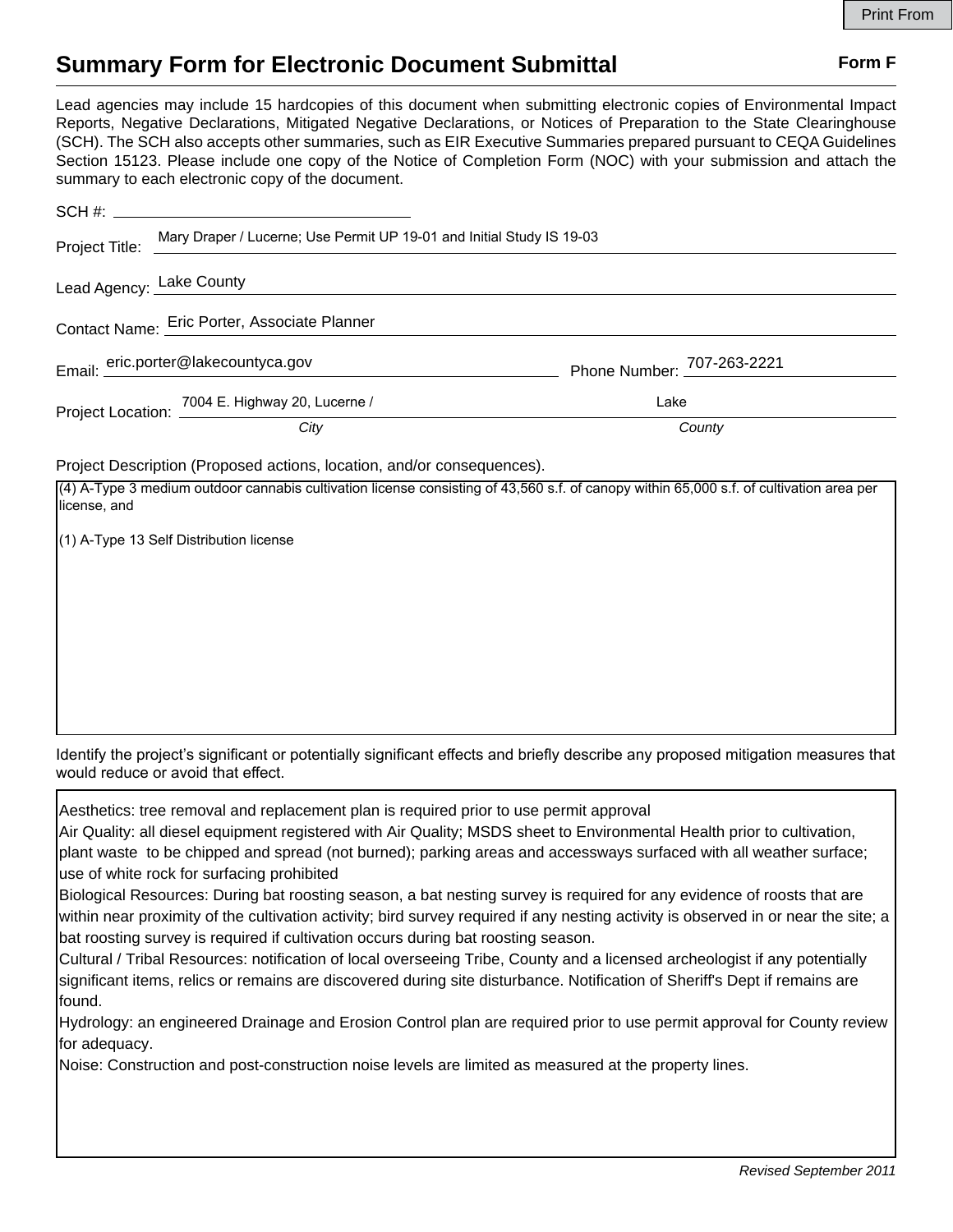Print From

# Summary Form for Electronic Document Submittal

**Form F**

Lead agencies may include 15 hardcopies of this document when submitting electronic copies of Environmental Impact Reports, Negative Declarations, Mitigated Negative Declarations, or Notices of Preparation to the State Clearinghouse (SCH). The SCH also accepts other summaries, such as EIR Executive Summaries prepared pursuant to CEQA Guidelines Section 15123. Please include one copy of the Notice of Completion Form (NOC) with your submission and attach the summary to each electronic copy of the document.

SCH #: 

Project Title: Mary Draper / Lucerne; Use Permit UP 19-01 and Initial Study IS 19-03

Lead Agency: Lake County

Contact Name: Eric Porter, Associate Planner

Email: eric.porter@lakecountyca.gov Phone Number: 707-263-2221

Project Location: 7004 E. Highway 20, Lucerne / Lake

*City* *County*

Project Description (Proposed actions, location, and/or consequences).

(4) A-Type 3 medium outdoor cannabis cultivation license consisting of 43,560 s.f. of canopy within 65,000 s.f. of cultivation area per license, and

(1) A-Type 13 Self Distribution license

Identify the project's significant or potentially significant effects and briefly describe any proposed mitigation measures that would reduce or avoid that effect.

Aesthetics: tree removal and replacement plan is required prior to use permit approval
Air Quality: all diesel equipment registered with Air Quality; MSDS sheet to Environmental Health prior to cultivation, plant waste to be chipped and spread (not burned); parking areas and accessways surfaced with all weather surface; use of white rock for surfacing prohibited
Biological Resources: During bat roosting season, a bat nesting survey is required for any evidence of roosts that are within near proximity of the cultivation activity; bird survey required if any nesting activity is observed in or near the site; a bat roosting survey is required if cultivation occurs during bat roosting season.
Cultural / Tribal Resources: notification of local overseeing Tribe, County and a licensed archeologist if any potentially significant items, relics or remains are discovered during site disturbance. Notification of Sheriff's Dept if remains are found.
Hydrology: an engineered Drainage and Erosion Control plan are required prior to use permit approval for County review for adequacy.
Noise: Construction and post-construction noise levels are limited as measured at the property lines.

*Revised September 2011*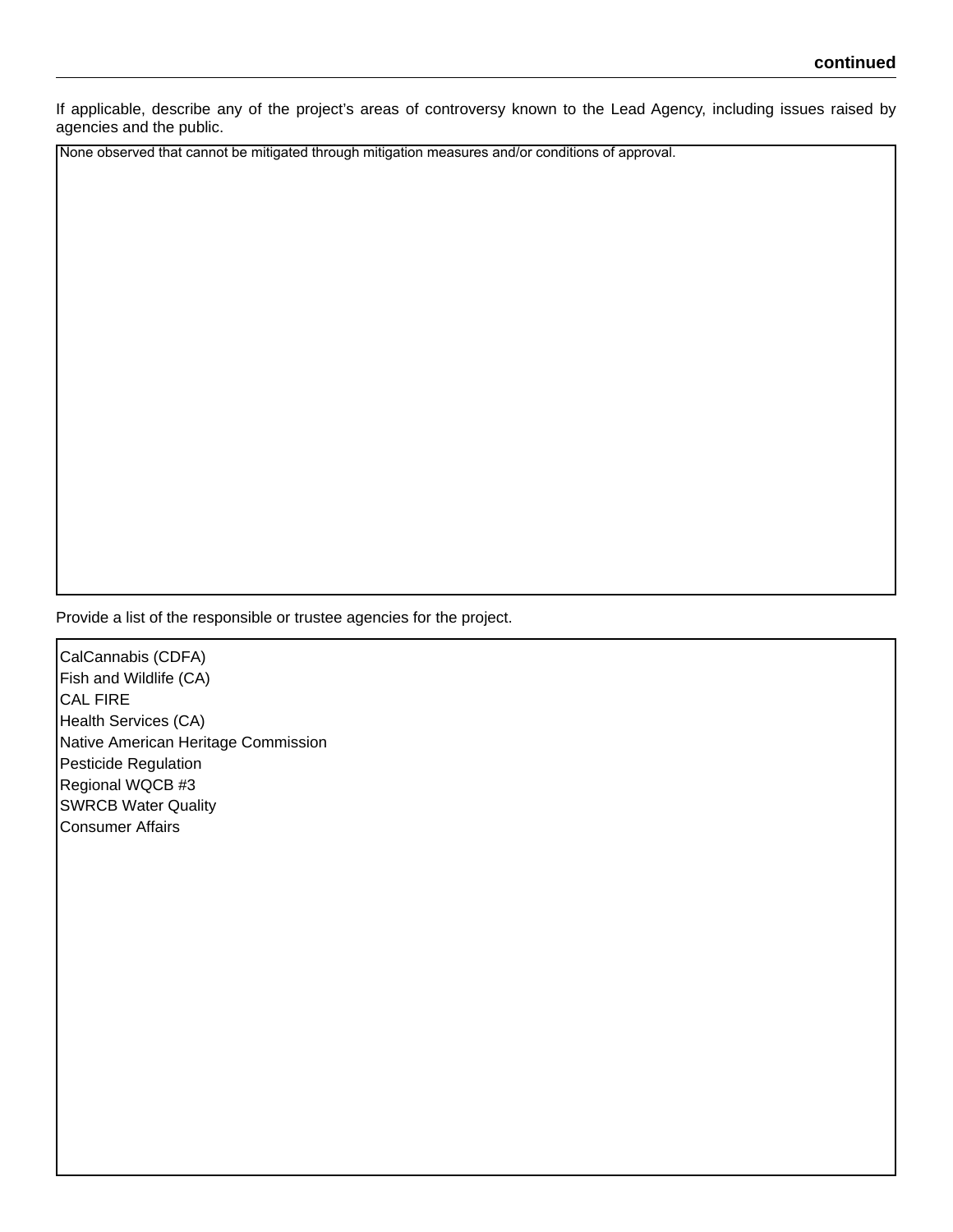**continued**

If applicable, describe any of the project's areas of controversy known to the Lead Agency, including issues raised by agencies and the public.

None observed that cannot be mitigated through mitigation measures and/or conditions of approval.

Provide a list of the responsible or trustee agencies for the project.

CalCannabis (CDFA)
Fish and Wildlife (CA)
CAL FIRE
Health Services (CA)
Native American Heritage Commission
Pesticide Regulation
Regional WQCB #3
SWRCB Water Quality
Consumer Affairs